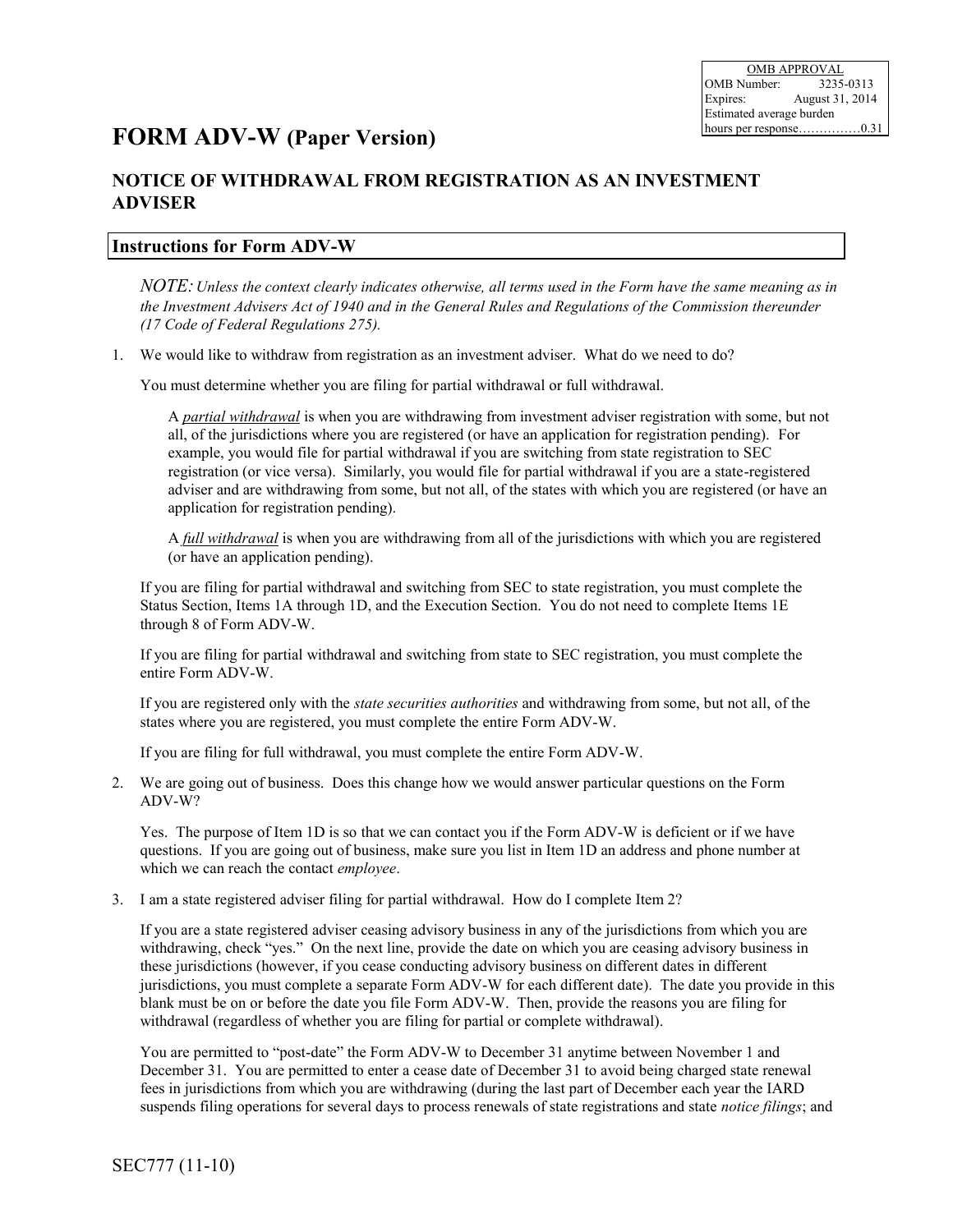| OMB APPROVAL | |
|---|---|
| OMB Number: | 3235-0313 |
| Expires: | August 31, 2014 |
| Estimated average burden hours per response | 0.31 |

# FORM ADV-W (Paper Version)

## NOTICE OF WITHDRAWAL FROM REGISTRATION AS AN INVESTMENT ADVISER

## Instructions for Form ADV-W

*NOTE: Unless the context clearly indicates otherwise, all terms used in the Form have the same meaning as in the Investment Advisers Act of 1940 and in the General Rules and Regulations of the Commission thereunder (17 Code of Federal Regulations 275).*

1. We would like to withdraw from registration as an investment adviser. What do we need to do?

   You must determine whether you are filing for partial withdrawal or full withdrawal.

   A ***partial withdrawal*** is when you are withdrawing from investment adviser registration with some, but not all, of the jurisdictions where you are registered (or have an application for registration pending). For example, you would file for partial withdrawal if you are switching from state registration to SEC registration (or vice versa). Similarly, you would file for partial withdrawal if you are a state-registered adviser and are withdrawing from some, but not all, of the states with which you are registered (or have an application for registration pending).

   A ***full withdrawal*** is when you are withdrawing from all of the jurisdictions with which you are registered (or have an application pending).

   If you are filing for partial withdrawal and switching from SEC to state registration, you must complete the Status Section, Items 1A through 1D, and the Execution Section. You do not need to complete Items 1E through 8 of Form ADV-W.

   If you are filing for partial withdrawal and switching from state to SEC registration, you must complete the entire Form ADV-W.

   If you are registered only with the *state securities authorities* and withdrawing from some, but not all, of the states where you are registered, you must complete the entire Form ADV-W.

   If you are filing for full withdrawal, you must complete the entire Form ADV-W.

2. We are going out of business. Does this change how we would answer particular questions on the Form ADV-W?

   Yes. The purpose of Item 1D is so that we can contact you if the Form ADV-W is deficient or if we have questions. If you are going out of business, make sure you list in Item 1D an address and phone number at which we can reach the contact *employee*.

3. I am a state registered adviser filing for partial withdrawal. How do I complete Item 2?

   If you are a state registered adviser ceasing advisory business in any of the jurisdictions from which you are withdrawing, check "yes." On the next line, provide the date on which you are ceasing advisory business in these jurisdictions (however, if you cease conducting advisory business on different dates in different jurisdictions, you must complete a separate Form ADV-W for each different date). The date you provide in this blank must be on or before the date you file Form ADV-W. Then, provide the reasons you are filing for withdrawal (regardless of whether you are filing for partial or complete withdrawal).

   You are permitted to "post-date" the Form ADV-W to December 31 anytime between November 1 and December 31. You are permitted to enter a cease date of December 31 to avoid being charged state renewal fees in jurisdictions from which you are withdrawing (during the last part of December each year the IARD suspends filing operations for several days to process renewals of state registrations and state *notice filings*; and

SEC777 (11-10)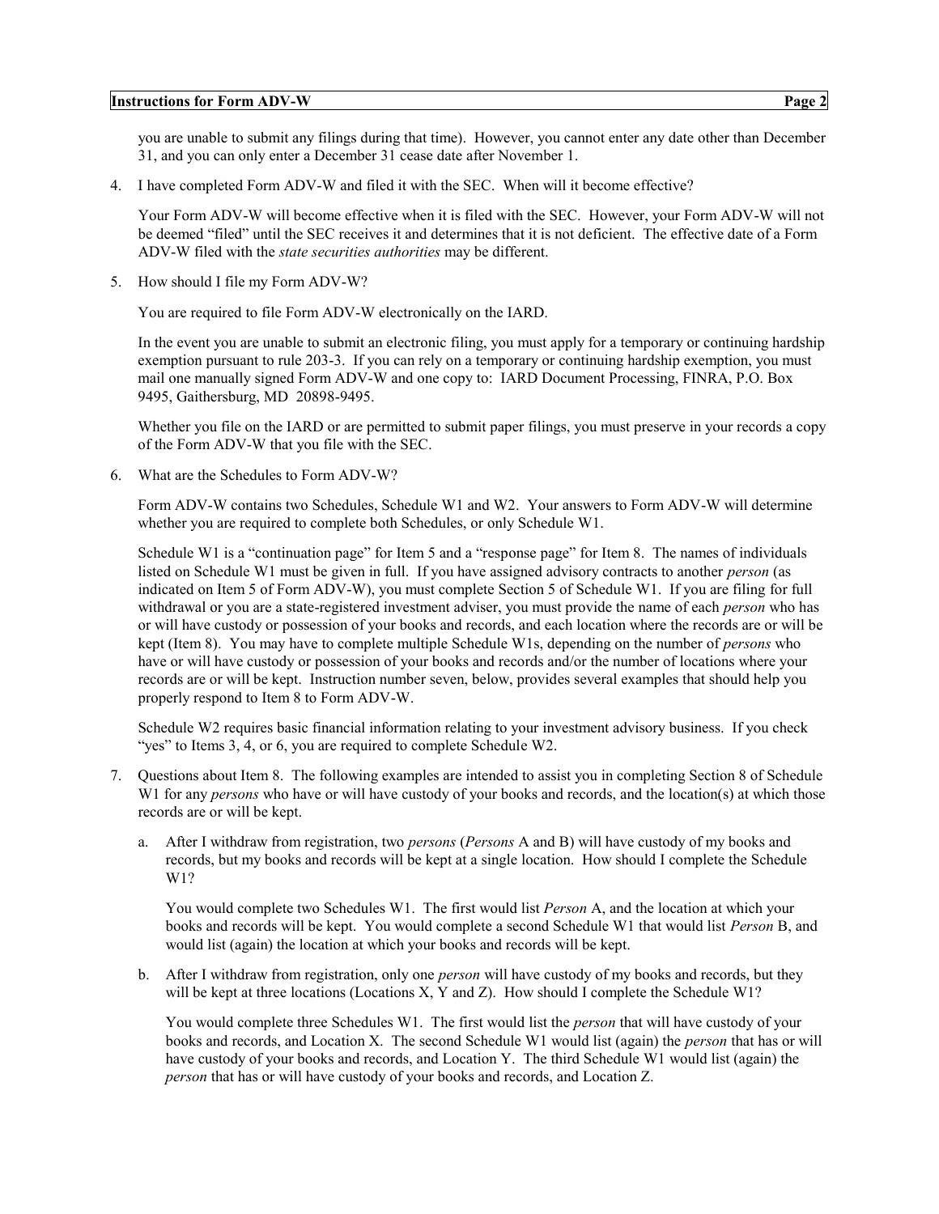you are unable to submit any filings during that time). However, you cannot enter any date other than December 31, and you can only enter a December 31 cease date after November 1.

4. I have completed Form ADV-W and filed it with the SEC. When will it become effective?

   Your Form ADV-W will become effective when it is filed with the SEC. However, your Form ADV-W will not be deemed "filed" until the SEC receives it and determines that it is not deficient. The effective date of a Form ADV-W filed with the *state securities authorities* may be different.

5. How should I file my Form ADV-W?

   You are required to file Form ADV-W electronically on the IARD.

   In the event you are unable to submit an electronic filing, you must apply for a temporary or continuing hardship exemption pursuant to rule 203-3. If you can rely on a temporary or continuing hardship exemption, you must mail one manually signed Form ADV-W and one copy to: IARD Document Processing, FINRA, P.O. Box 9495, Gaithersburg, MD 20898-9495.

   Whether you file on the IARD or are permitted to submit paper filings, you must preserve in your records a copy of the Form ADV-W that you file with the SEC.

6. What are the Schedules to Form ADV-W?

   Form ADV-W contains two Schedules, Schedule W1 and W2. Your answers to Form ADV-W will determine whether you are required to complete both Schedules, or only Schedule W1.

   Schedule W1 is a "continuation page" for Item 5 and a "response page" for Item 8. The names of individuals listed on Schedule W1 must be given in full. If you have assigned advisory contracts to another *person* (as indicated on Item 5 of Form ADV-W), you must complete Section 5 of Schedule W1. If you are filing for full withdrawal or you are a state-registered investment adviser, you must provide the name of each *person* who has or will have custody or possession of your books and records, and each location where the records are or will be kept (Item 8). You may have to complete multiple Schedule W1s, depending on the number of *persons* who have or will have custody or possession of your books and records and/or the number of locations where your records are or will be kept. Instruction number seven, below, provides several examples that should help you properly respond to Item 8 to Form ADV-W.

   Schedule W2 requires basic financial information relating to your investment advisory business. If you check "yes" to Items 3, 4, or 6, you are required to complete Schedule W2.

7. Questions about Item 8. The following examples are intended to assist you in completing Section 8 of Schedule W1 for any *persons* who have or will have custody of your books and records, and the location(s) at which those records are or will be kept.

   a. After I withdraw from registration, two *persons* (*Persons* A and B) will have custody of my books and records, but my books and records will be kept at a single location. How should I complete the Schedule W1?

      You would complete two Schedules W1. The first would list *Person* A, and the location at which your books and records will be kept. You would complete a second Schedule W1 that would list *Person* B, and would list (again) the location at which your books and records will be kept.

   b. After I withdraw from registration, only one *person* will have custody of my books and records, but they will be kept at three locations (Locations X, Y and Z). How should I complete the Schedule W1?

      You would complete three Schedules W1. The first would list the *person* that will have custody of your books and records, and Location X. The second Schedule W1 would list (again) the *person* that has or will have custody of your books and records, and Location Y. The third Schedule W1 would list (again) the *person* that has or will have custody of your books and records, and Location Z.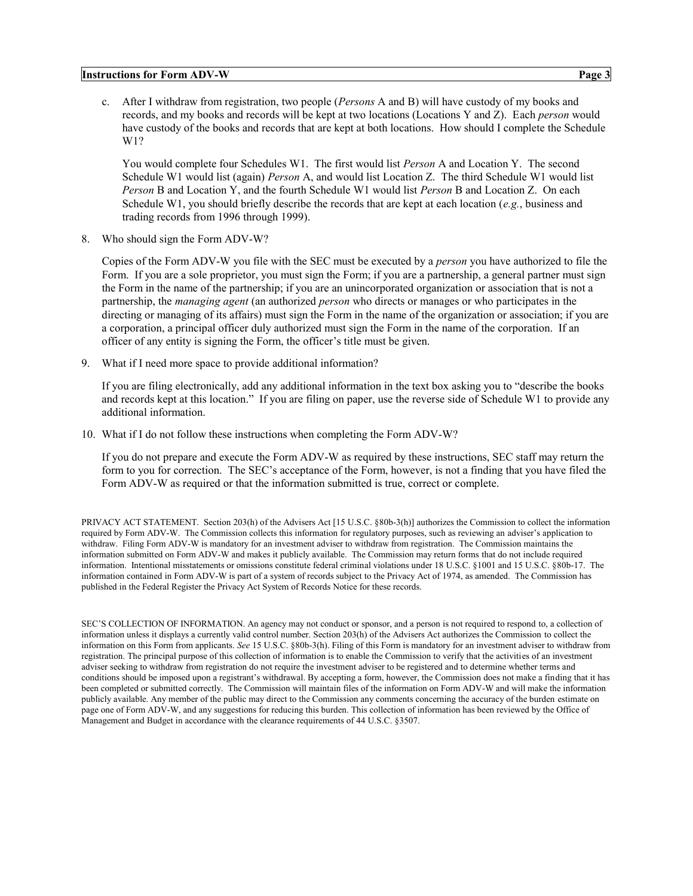c. After I withdraw from registration, two people (*Persons* A and B) will have custody of my books and records, and my books and records will be kept at two locations (Locations Y and Z). Each *person* would have custody of the books and records that are kept at both locations. How should I complete the Schedule W1?

   You would complete four Schedules W1. The first would list *Person* A and Location Y. The second Schedule W1 would list (again) *Person* A, and would list Location Z. The third Schedule W1 would list *Person* B and Location Y, and the fourth Schedule W1 would list *Person* B and Location Z. On each Schedule W1, you should briefly describe the records that are kept at each location (*e.g.*, business and trading records from 1996 through 1999).

8. Who should sign the Form ADV-W?

   Copies of the Form ADV-W you file with the SEC must be executed by a *person* you have authorized to file the Form. If you are a sole proprietor, you must sign the Form; if you are a partnership, a general partner must sign the Form in the name of the partnership; if you are an unincorporated organization or association that is not a partnership, the *managing agent* (an authorized *person* who directs or manages or who participates in the directing or managing of its affairs) must sign the Form in the name of the organization or association; if you are a corporation, a principal officer duly authorized must sign the Form in the name of the corporation. If an officer of any entity is signing the Form, the officer's title must be given.

9. What if I need more space to provide additional information?

   If you are filing electronically, add any additional information in the text box asking you to "describe the books and records kept at this location." If you are filing on paper, use the reverse side of Schedule W1 to provide any additional information.

10. What if I do not follow these instructions when completing the Form ADV-W?

    If you do not prepare and execute the Form ADV-W as required by these instructions, SEC staff may return the form to you for correction. The SEC's acceptance of the Form, however, is not a finding that you have filed the Form ADV-W as required or that the information submitted is true, correct or complete.

PRIVACY ACT STATEMENT. Section 203(h) of the Advisers Act [15 U.S.C. §80b-3(h)] authorizes the Commission to collect the information required by Form ADV-W. The Commission collects this information for regulatory purposes, such as reviewing an adviser's application to withdraw. Filing Form ADV-W is mandatory for an investment adviser to withdraw from registration. The Commission maintains the information submitted on Form ADV-W and makes it publicly available. The Commission may return forms that do not include required information. Intentional misstatements or omissions constitute federal criminal violations under 18 U.S.C. §1001 and 15 U.S.C. §80b-17. The information contained in Form ADV-W is part of a system of records subject to the Privacy Act of 1974, as amended. The Commission has published in the Federal Register the Privacy Act System of Records Notice for these records.

SEC'S COLLECTION OF INFORMATION. An agency may not conduct or sponsor, and a person is not required to respond to, a collection of information unless it displays a currently valid control number. Section 203(h) of the Advisers Act authorizes the Commission to collect the information on this Form from applicants. *See* 15 U.S.C. §80b-3(h). Filing of this Form is mandatory for an investment adviser to withdraw from registration. The principal purpose of this collection of information is to enable the Commission to verify that the activities of an investment adviser seeking to withdraw from registration do not require the investment adviser to be registered and to determine whether terms and conditions should be imposed upon a registrant's withdrawal. By accepting a form, however, the Commission does not make a finding that it has been completed or submitted correctly. The Commission will maintain files of the information on Form ADV-W and will make the information publicly available. Any member of the public may direct to the Commission any comments concerning the accuracy of the burden estimate on page one of Form ADV-W, and any suggestions for reducing this burden. This collection of information has been reviewed by the Office of Management and Budget in accordance with the clearance requirements of 44 U.S.C. §3507.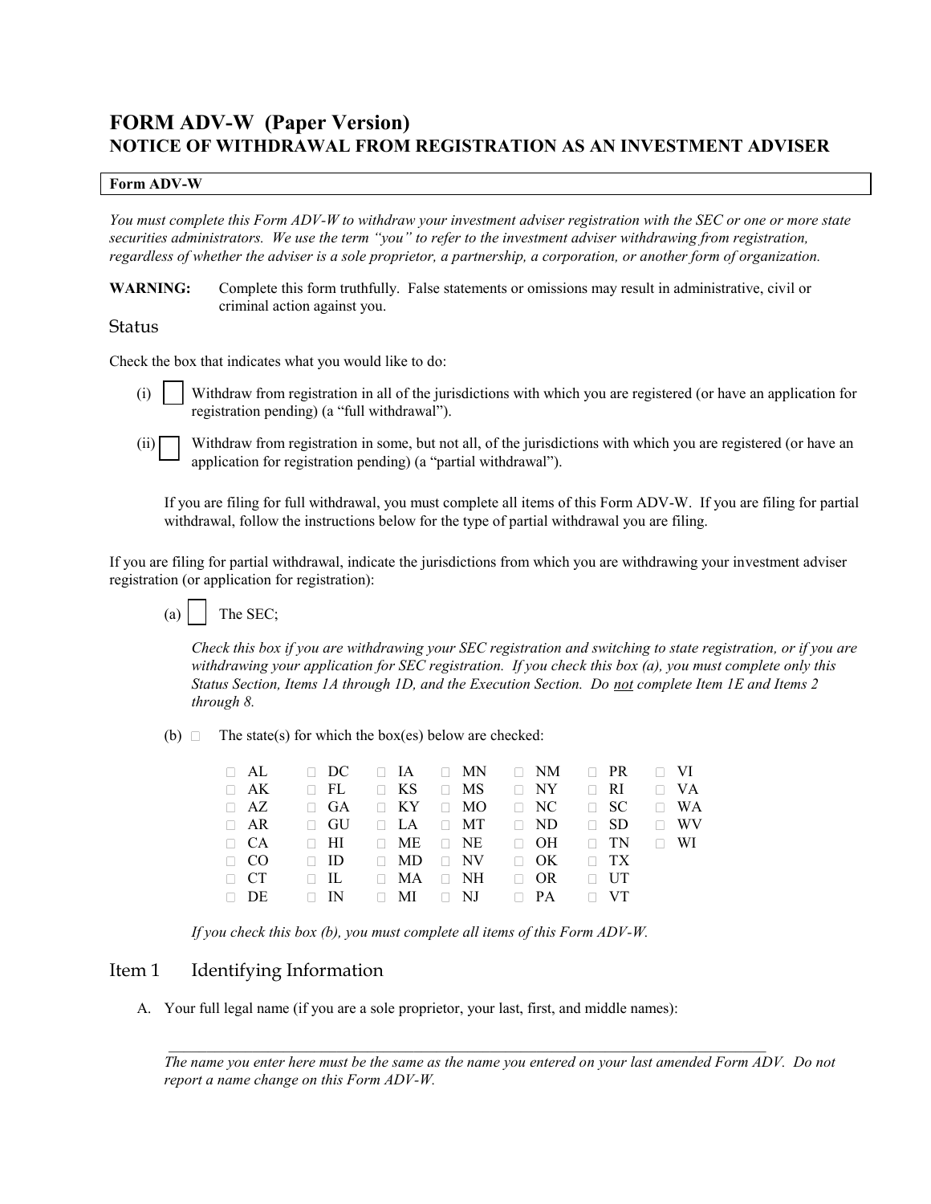# FORM ADV-W (Paper Version)
## NOTICE OF WITHDRAWAL FROM REGISTRATION AS AN INVESTMENT ADVISER

**Form ADV-W**

*You must complete this Form ADV-W to withdraw your investment adviser registration with the SEC or one or more state securities administrators. We use the term "you" to refer to the investment adviser withdrawing from registration, regardless of whether the adviser is a sole proprietor, a partnership, a corporation, or another form of organization.*

**WARNING:** Complete this form truthfully. False statements or omissions may result in administrative, civil or criminal action against you.

## Status

Check the box that indicates what you would like to do:

(i) ☐ Withdraw from registration in all of the jurisdictions with which you are registered (or have an application for registration pending) (a "full withdrawal").

(ii) ☐ Withdraw from registration in some, but not all, of the jurisdictions with which you are registered (or have an application for registration pending) (a "partial withdrawal").

If you are filing for full withdrawal, you must complete all items of this Form ADV-W. If you are filing for partial withdrawal, follow the instructions below for the type of partial withdrawal you are filing.

If you are filing for partial withdrawal, indicate the jurisdictions from which you are withdrawing your investment adviser registration (or application for registration):

(a) ☐ The SEC;

*Check this box if you are withdrawing your SEC registration and switching to state registration, or if you are withdrawing your application for SEC registration. If you check this box (a), you must complete only this Status Section, Items 1A through 1D, and the Execution Section. Do not complete Item 1E and Items 2 through 8.*

(b) ☐ The state(s) for which the box(es) below are checked:

| | | | | | | |
|---|---|---|---|---|---|---|
| ☐ AL | ☐ DC | ☐ IA | ☐ MN | ☐ NM | ☐ PR | ☐ VI |
| ☐ AK | ☐ FL | ☐ KS | ☐ MS | ☐ NY | ☐ RI | ☐ VA |
| ☐ AZ | ☐ GA | ☐ KY | ☐ MO | ☐ NC | ☐ SC | ☐ WA |
| ☐ AR | ☐ GU | ☐ LA | ☐ MT | ☐ ND | ☐ SD | ☐ WV |
| ☐ CA | ☐ HI | ☐ ME | ☐ NE | ☐ OH | ☐ TN | ☐ WI |
| ☐ CO | ☐ ID | ☐ MD | ☐ NV | ☐ OK | ☐ TX | |
| ☐ CT | ☐ IL | ☐ MA | ☐ NH | ☐ OR | ☐ UT | |
| ☐ DE | ☐ IN | ☐ MI | ☐ NJ | ☐ PA | ☐ VT | |

*If you check this box (b), you must complete all items of this Form ADV-W.*

## Item 1 Identifying Information

A. Your full legal name (if you are a sole proprietor, your last, first, and middle names):

\_\_\_\_\_\_\_\_\_\_\_\_\_\_\_\_\_\_\_\_\_\_\_\_\_\_\_\_\_\_\_\_\_\_\_\_\_\_\_\_\_\_\_\_\_\_\_\_\_\_\_\_\_\_\_\_\_\_\_\_\_\_\_\_\_\_\_\_\_\_

*The name you enter here must be the same as the name you entered on your last amended Form ADV. Do not report a name change on this Form ADV-W.*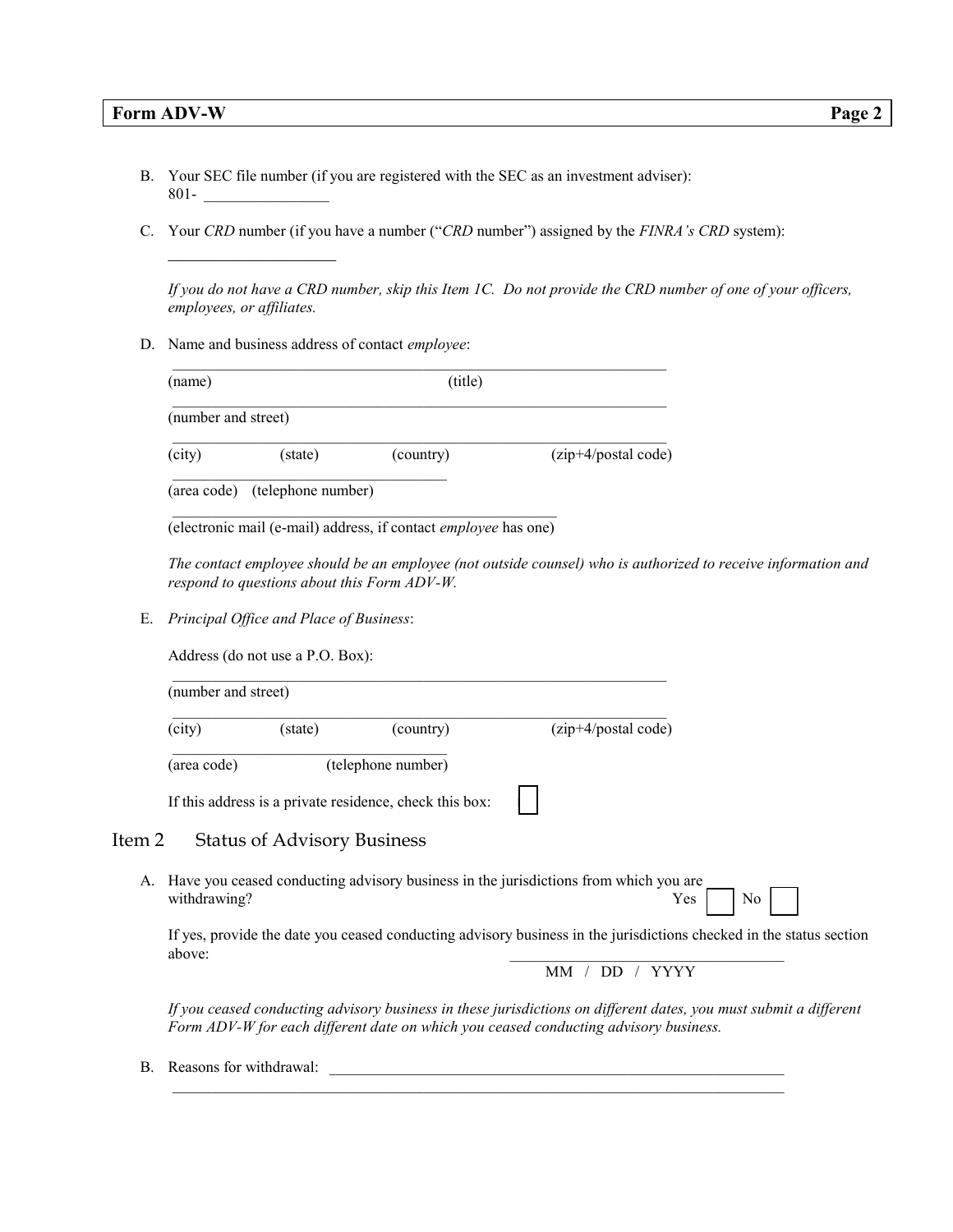B. Your SEC file number (if you are registered with the SEC as an investment adviser):
801- ________________

C. Your *CRD* number (if you have a number ("*CRD* number") assigned by the *FINRA's CRD* system):

_____________________

*If you do not have a CRD number, skip this Item 1C. Do not provide the CRD number of one of your officers, employees, or affiliates.*

D. Name and business address of contact *employee*:

_______________________________________________________________
(name) (title)

_______________________________________________________________
(number and street)

_______________________________________________________________
(city) (state) (country) (zip+4/postal code)

__________________________________
(area code) (telephone number)

_______________________________________________
(electronic mail (e-mail) address, if contact *employee* has one)

*The contact employee should be an employee (not outside counsel) who is authorized to receive information and respond to questions about this Form ADV-W.*

E. *Principal Office and Place of Business*:

Address (do not use a P.O. Box):

_______________________________________________________________
(number and street)

_______________________________________________________________
(city) (state) (country) (zip+4/postal code)

__________________________________
(area code) (telephone number)

If this address is a private residence, check this box: ☐

## Item 2 Status of Advisory Business

A. Have you ceased conducting advisory business in the jurisdictions from which you are withdrawing? Yes ☐ No ☐

If yes, provide the date you ceased conducting advisory business in the jurisdictions checked in the status section above:

__________________________________
MM / DD / YYYY

*If you ceased conducting advisory business in these jurisdictions on different dates, you must submit a different Form ADV-W for each different date on which you ceased conducting advisory business.*

B. Reasons for withdrawal: _______________________________________________________________
_______________________________________________________________________________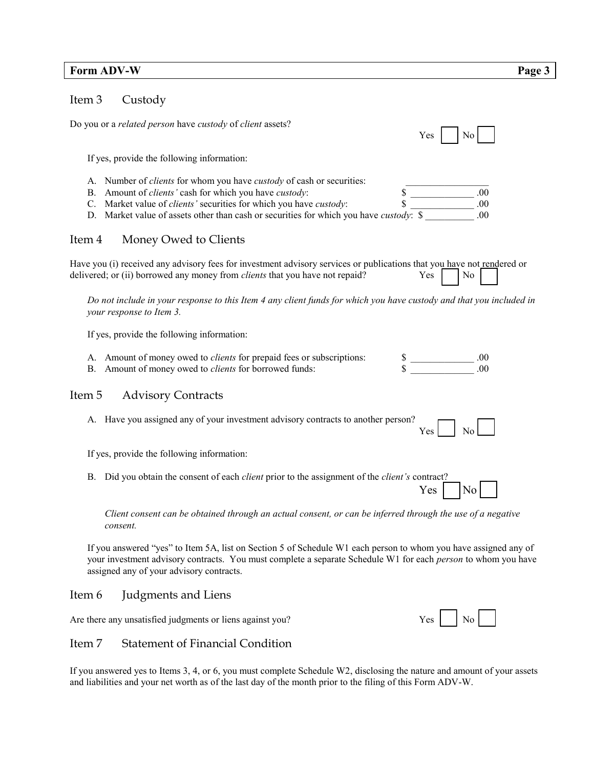**Form ADV-W** **Page 3**

## Item 3 Custody

Do you or a *related person* have *custody* of *client* assets? Yes ☐ No ☐

If yes, provide the following information:

A. Number of *clients* for whom you have *custody* of cash or securities: _________________
B. Amount of *clients'* cash for which you have *custody*: $ _____________ .00
C. Market value of *clients'* securities for which you have *custody*: $ _____________ .00
D. Market value of assets other than cash or securities for which you have *custody*: $ __________ .00

## Item 4 Money Owed to Clients

Have you (i) received any advisory fees for investment advisory services or publications that you have not rendered or delivered; or (ii) borrowed any money from *clients* that you have not repaid? Yes ☐ No ☐

*Do not include in your response to this Item 4 any client funds for which you have custody and that you included in your response to Item 3.*

If yes, provide the following information:

A. Amount of money owed to *clients* for prepaid fees or subscriptions: $ _____________ .00
B. Amount of money owed to *clients* for borrowed funds: $ _____________ .00

## Item 5 Advisory Contracts

A. Have you assigned any of your investment advisory contracts to another person? Yes ☐ No ☐

If yes, provide the following information:

B. Did you obtain the consent of each *client* prior to the assignment of the *client's* contract? Yes ☐ No ☐

*Client consent can be obtained through an actual consent, or can be inferred through the use of a negative consent.*

If you answered "yes" to Item 5A, list on Section 5 of Schedule W1 each person to whom you have assigned any of your investment advisory contracts. You must complete a separate Schedule W1 for each *person* to whom you have assigned any of your advisory contracts.

## Item 6 Judgments and Liens

Are there any unsatisfied judgments or liens against you? Yes ☐ No ☐

## Item 7 Statement of Financial Condition

If you answered yes to Items 3, 4, or 6, you must complete Schedule W2, disclosing the nature and amount of your assets and liabilities and your net worth as of the last day of the month prior to the filing of this Form ADV-W.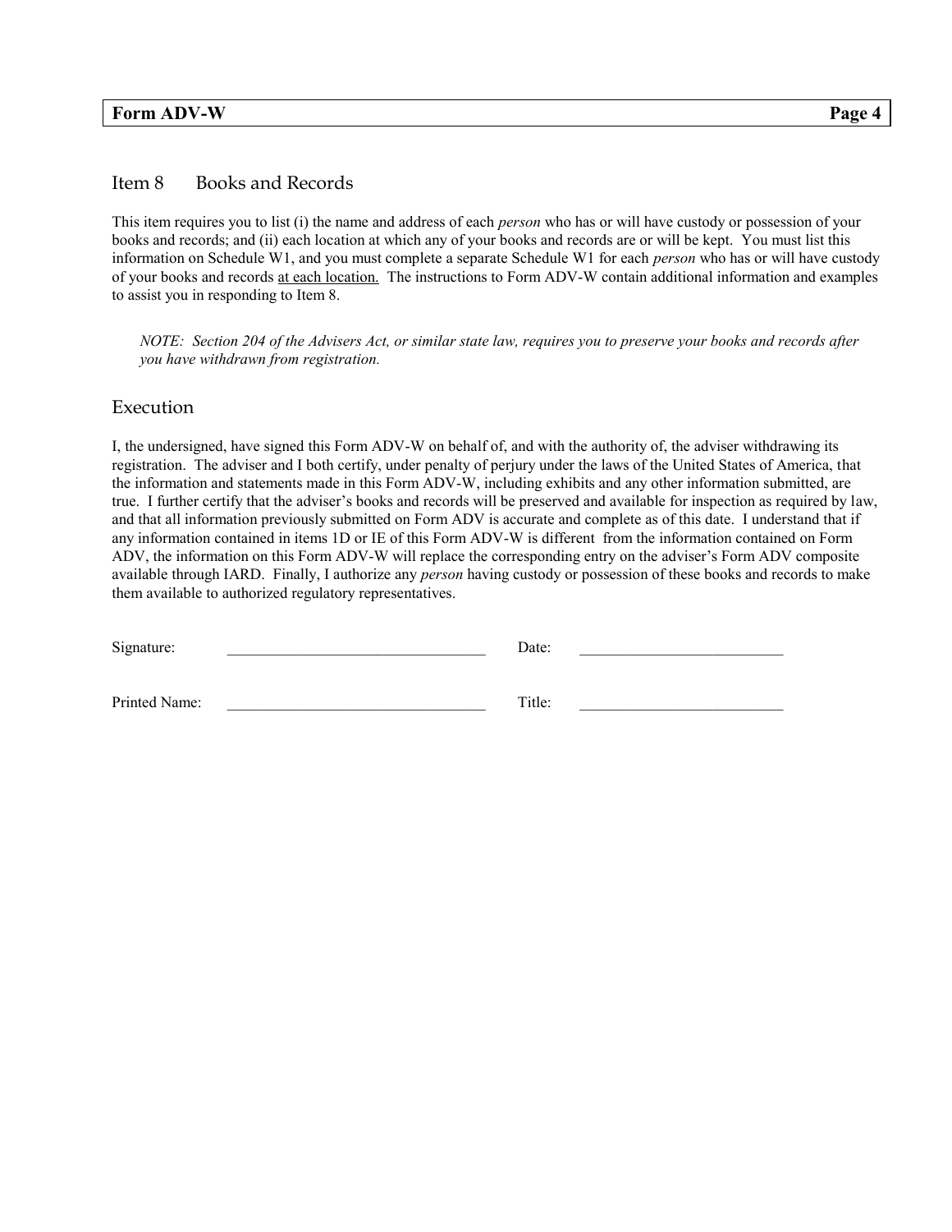## Item 8 Books and Records

This item requires you to list (i) the name and address of each *person* who has or will have custody or possession of your books and records; and (ii) each location at which any of your books and records are or will be kept. You must list this information on Schedule W1, and you must complete a separate Schedule W1 for each *person* who has or will have custody of your books and records at each location. The instructions to Form ADV-W contain additional information and examples to assist you in responding to Item 8.

*NOTE: Section 204 of the Advisers Act, or similar state law, requires you to preserve your books and records after you have withdrawn from registration.*

## Execution

I, the undersigned, have signed this Form ADV-W on behalf of, and with the authority of, the adviser withdrawing its registration. The adviser and I both certify, under penalty of perjury under the laws of the United States of America, that the information and statements made in this Form ADV-W, including exhibits and any other information submitted, are true. I further certify that the adviser's books and records will be preserved and available for inspection as required by law, and that all information previously submitted on Form ADV is accurate and complete as of this date. I understand that if any information contained in items 1D or IE of this Form ADV-W is different from the information contained on Form ADV, the information on this Form ADV-W will replace the corresponding entry on the adviser's Form ADV composite available through IARD. Finally, I authorize any *person* having custody or possession of these books and records to make them available to authorized regulatory representatives.

Signature: _________________________________ Date: __________________________

Printed Name: _________________________________ Title: __________________________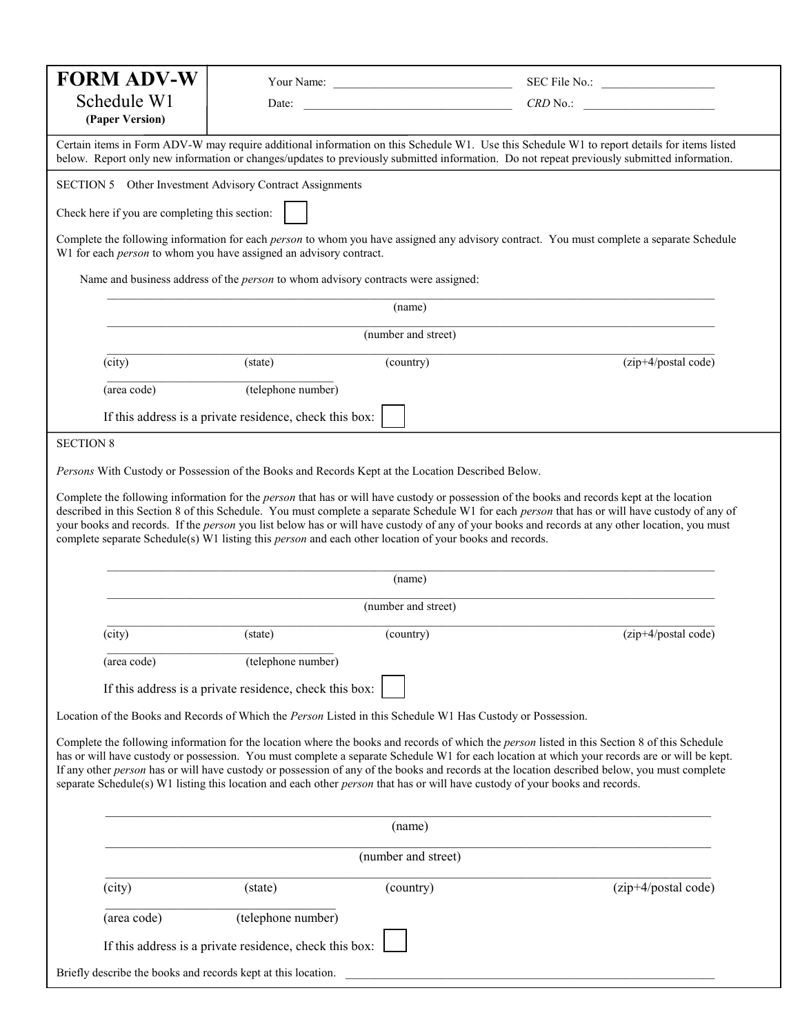# FORM ADV-W

Schedule W1

**(Paper Version)**

Your Name: ______________________________ SEC File No.: ____________________

Date: ____________________________________ *CRD* No.: _______________________

Certain items in Form ADV-W may require additional information on this Schedule W1. Use this Schedule W1 to report details for items listed below. Report only new information or changes/updates to previously submitted information. Do not repeat previously submitted information.

## SECTION 5 Other Investment Advisory Contract Assignments

Check here if you are completing this section: ☐

Complete the following information for each *person* to whom you have assigned any advisory contract. You must complete a separate Schedule W1 for each *person* to whom you have assigned an advisory contract.

Name and business address of the *person* to whom advisory contracts were assigned:

_______________________________________________________________

(name)

_______________________________________________________________

(number and street)

_______________________________________________________________

(city) (state) (country) (zip+4/postal code)

_______________________________

(area code) (telephone number)

If this address is a private residence, check this box: ☐

## SECTION 8

*Persons* With Custody or Possession of the Books and Records Kept at the Location Described Below.

Complete the following information for the *person* that has or will have custody or possession of the books and records kept at the location described in this Section 8 of this Schedule. You must complete a separate Schedule W1 for each *person* that has or will have custody of any of your books and records. If the *person* you list below has or will have custody of any of your books and records at any other location, you must complete separate Schedule(s) W1 listing this *person* and each other location of your books and records.

_______________________________________________________________

(name)

_______________________________________________________________

(number and street)

_______________________________________________________________

(city) (state) (country) (zip+4/postal code)

_______________________________

(area code) (telephone number)

If this address is a private residence, check this box: ☐

Location of the Books and Records of Which the *Person* Listed in this Schedule W1 Has Custody or Possession.

Complete the following information for the location where the books and records of which the *person* listed in this Section 8 of this Schedule has or will have custody or possession. You must complete a separate Schedule W1 for each location at which your records are or will be kept. If any other *person* has or will have custody or possession of any of the books and records at the location described below, you must complete separate Schedule(s) W1 listing this location and each other *person* that has or will have custody of your books and records.

_______________________________________________________________

(name)

_______________________________________________________________

(number and street)

_______________________________________________________________

(city) (state) (country) (zip+4/postal code)

_______________________________

(area code) (telephone number)

If this address is a private residence, check this box: ☐

Briefly describe the books and records kept at this location. _______________________________________________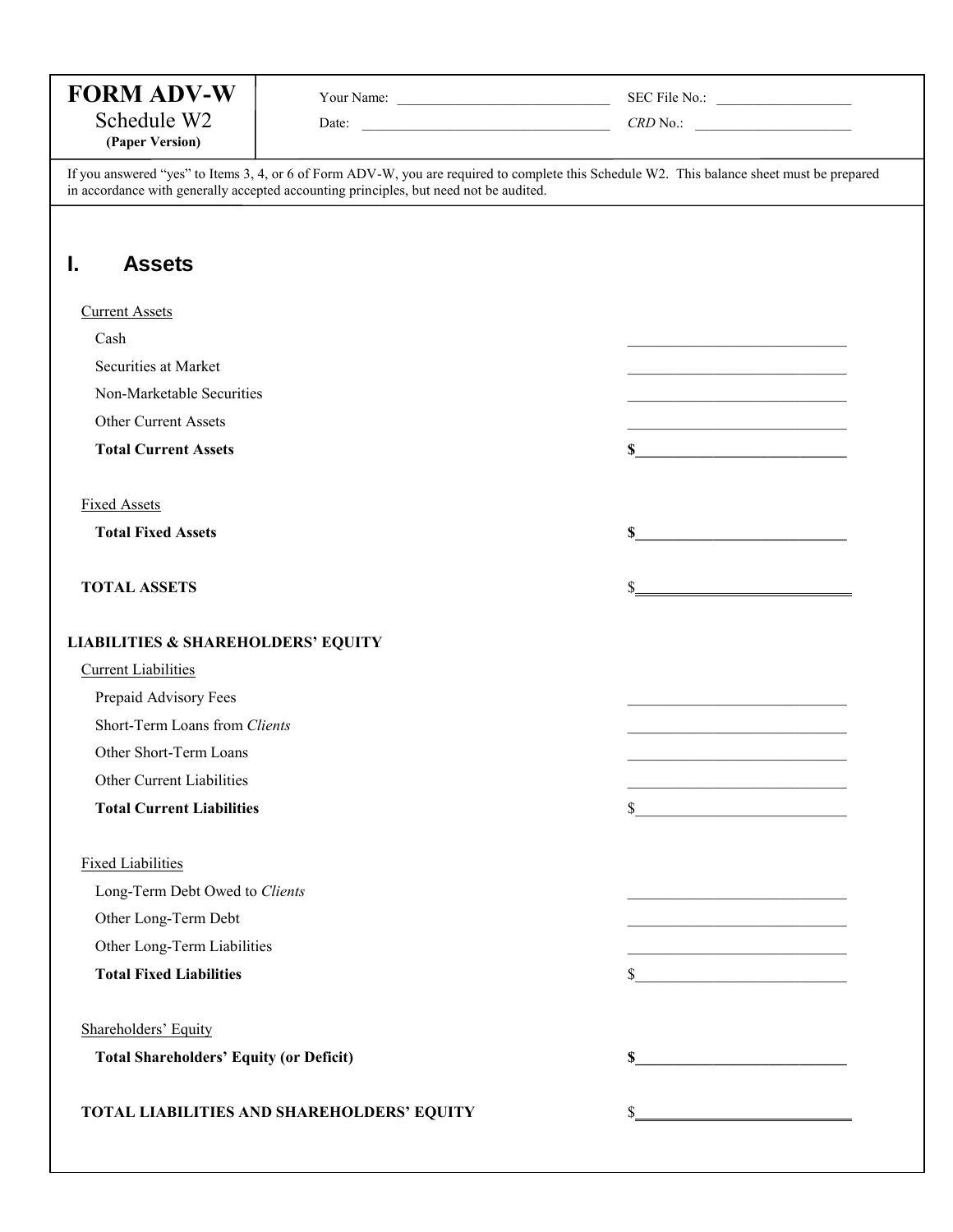# FORM ADV-W

Schedule W2

**(Paper Version)**

Your Name: ______________________________ SEC File No.: ___________________

Date: ___________________________________ *CRD* No.: ______________________

If you answered "yes" to Items 3, 4, or 6 of Form ADV-W, you are required to complete this Schedule W2. This balance sheet must be prepared in accordance with generally accepted accounting principles, but need not be audited.

## I. Assets

| | |
|---|---|
| Current Assets | |
| Cash | ____________________________ |
| Securities at Market | ____________________________ |
| Non-Marketable Securities | ____________________________ |
| Other Current Assets | ____________________________ |
| **Total Current Assets** | **$**____________________________ |
| Fixed Assets | |
| **Total Fixed Assets** | **$**____________________________ |
| **TOTAL ASSETS** | $____________________________ |
| **LIABILITIES & SHAREHOLDERS' EQUITY** | |
| Current Liabilities | |
| Prepaid Advisory Fees | ____________________________ |
| Short-Term Loans from *Clients* | ____________________________ |
| Other Short-Term Loans | ____________________________ |
| Other Current Liabilities | ____________________________ |
| **Total Current Liabilities** | $____________________________ |
| Fixed Liabilities | |
| Long-Term Debt Owed to *Clients* | ____________________________ |
| Other Long-Term Debt | ____________________________ |
| Other Long-Term Liabilities | ____________________________ |
| **Total Fixed Liabilities** | $____________________________ |
| Shareholders' Equity | |
| **Total Shareholders' Equity (or Deficit)** | **$**____________________________ |
| **TOTAL LIABILITIES AND SHAREHOLDERS' EQUITY** | $____________________________ |